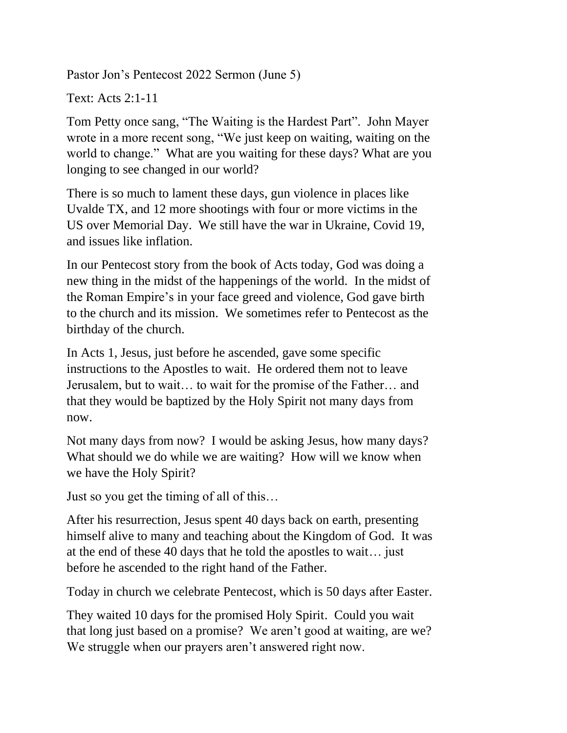Pastor Jon's Pentecost 2022 Sermon (June 5)

Text: Acts 2:1-11

Tom Petty once sang, "The Waiting is the Hardest Part". John Mayer wrote in a more recent song, "We just keep on waiting, waiting on the world to change." What are you waiting for these days? What are you longing to see changed in our world?

There is so much to lament these days, gun violence in places like Uvalde TX, and 12 more shootings with four or more victims in the US over Memorial Day. We still have the war in Ukraine, Covid 19, and issues like inflation.

In our Pentecost story from the book of Acts today, God was doing a new thing in the midst of the happenings of the world. In the midst of the Roman Empire's in your face greed and violence, God gave birth to the church and its mission. We sometimes refer to Pentecost as the birthday of the church.

In Acts 1, Jesus, just before he ascended, gave some specific instructions to the Apostles to wait. He ordered them not to leave Jerusalem, but to wait… to wait for the promise of the Father… and that they would be baptized by the Holy Spirit not many days from now.

Not many days from now? I would be asking Jesus, how many days? What should we do while we are waiting? How will we know when we have the Holy Spirit?

Just so you get the timing of all of this…

After his resurrection, Jesus spent 40 days back on earth, presenting himself alive to many and teaching about the Kingdom of God. It was at the end of these 40 days that he told the apostles to wait… just before he ascended to the right hand of the Father.

Today in church we celebrate Pentecost, which is 50 days after Easter.

They waited 10 days for the promised Holy Spirit. Could you wait that long just based on a promise? We aren't good at waiting, are we? We struggle when our prayers aren't answered right now.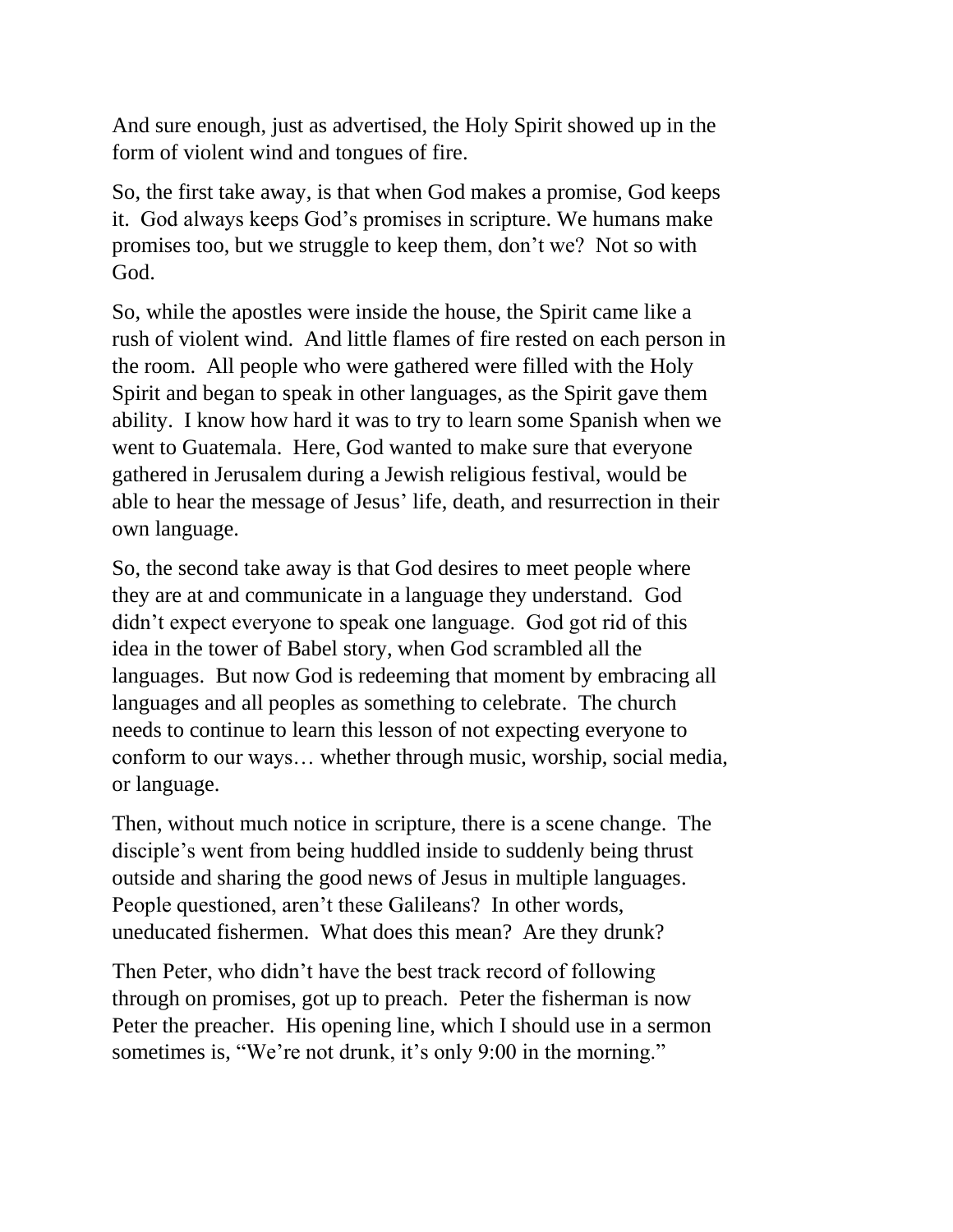And sure enough, just as advertised, the Holy Spirit showed up in the form of violent wind and tongues of fire.

So, the first take away, is that when God makes a promise, God keeps it. God always keeps God's promises in scripture. We humans make promises too, but we struggle to keep them, don't we? Not so with God.

So, while the apostles were inside the house, the Spirit came like a rush of violent wind. And little flames of fire rested on each person in the room. All people who were gathered were filled with the Holy Spirit and began to speak in other languages, as the Spirit gave them ability. I know how hard it was to try to learn some Spanish when we went to Guatemala. Here, God wanted to make sure that everyone gathered in Jerusalem during a Jewish religious festival, would be able to hear the message of Jesus' life, death, and resurrection in their own language.

So, the second take away is that God desires to meet people where they are at and communicate in a language they understand. God didn't expect everyone to speak one language. God got rid of this idea in the tower of Babel story, when God scrambled all the languages. But now God is redeeming that moment by embracing all languages and all peoples as something to celebrate. The church needs to continue to learn this lesson of not expecting everyone to conform to our ways… whether through music, worship, social media, or language.

Then, without much notice in scripture, there is a scene change. The disciple's went from being huddled inside to suddenly being thrust outside and sharing the good news of Jesus in multiple languages. People questioned, aren't these Galileans? In other words, uneducated fishermen. What does this mean? Are they drunk?

Then Peter, who didn't have the best track record of following through on promises, got up to preach. Peter the fisherman is now Peter the preacher. His opening line, which I should use in a sermon sometimes is, "We're not drunk, it's only 9:00 in the morning."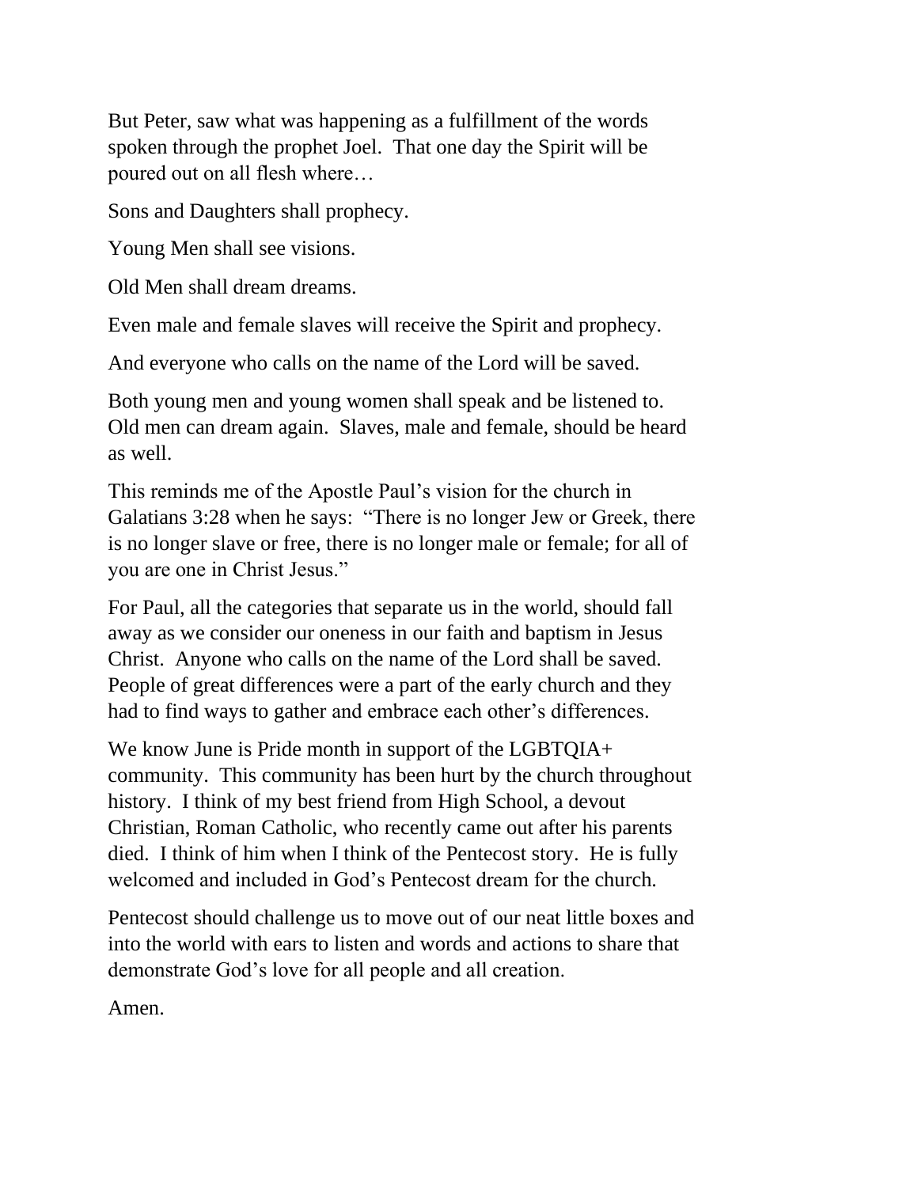But Peter, saw what was happening as a fulfillment of the words spoken through the prophet Joel. That one day the Spirit will be poured out on all flesh where…

Sons and Daughters shall prophecy.

Young Men shall see visions.

Old Men shall dream dreams.

Even male and female slaves will receive the Spirit and prophecy.

And everyone who calls on the name of the Lord will be saved.

Both young men and young women shall speak and be listened to. Old men can dream again. Slaves, male and female, should be heard as well.

This reminds me of the Apostle Paul's vision for the church in Galatians 3:28 when he says: "There is no longer Jew or Greek, there is no longer slave or free, there is no longer male or female; for all of you are one in Christ Jesus."

For Paul, all the categories that separate us in the world, should fall away as we consider our oneness in our faith and baptism in Jesus Christ. Anyone who calls on the name of the Lord shall be saved. People of great differences were a part of the early church and they had to find ways to gather and embrace each other's differences.

We know June is Pride month in support of the LGBTQIA+ community. This community has been hurt by the church throughout history. I think of my best friend from High School, a devout Christian, Roman Catholic, who recently came out after his parents died. I think of him when I think of the Pentecost story. He is fully welcomed and included in God's Pentecost dream for the church.

Pentecost should challenge us to move out of our neat little boxes and into the world with ears to listen and words and actions to share that demonstrate God's love for all people and all creation.

Amen.